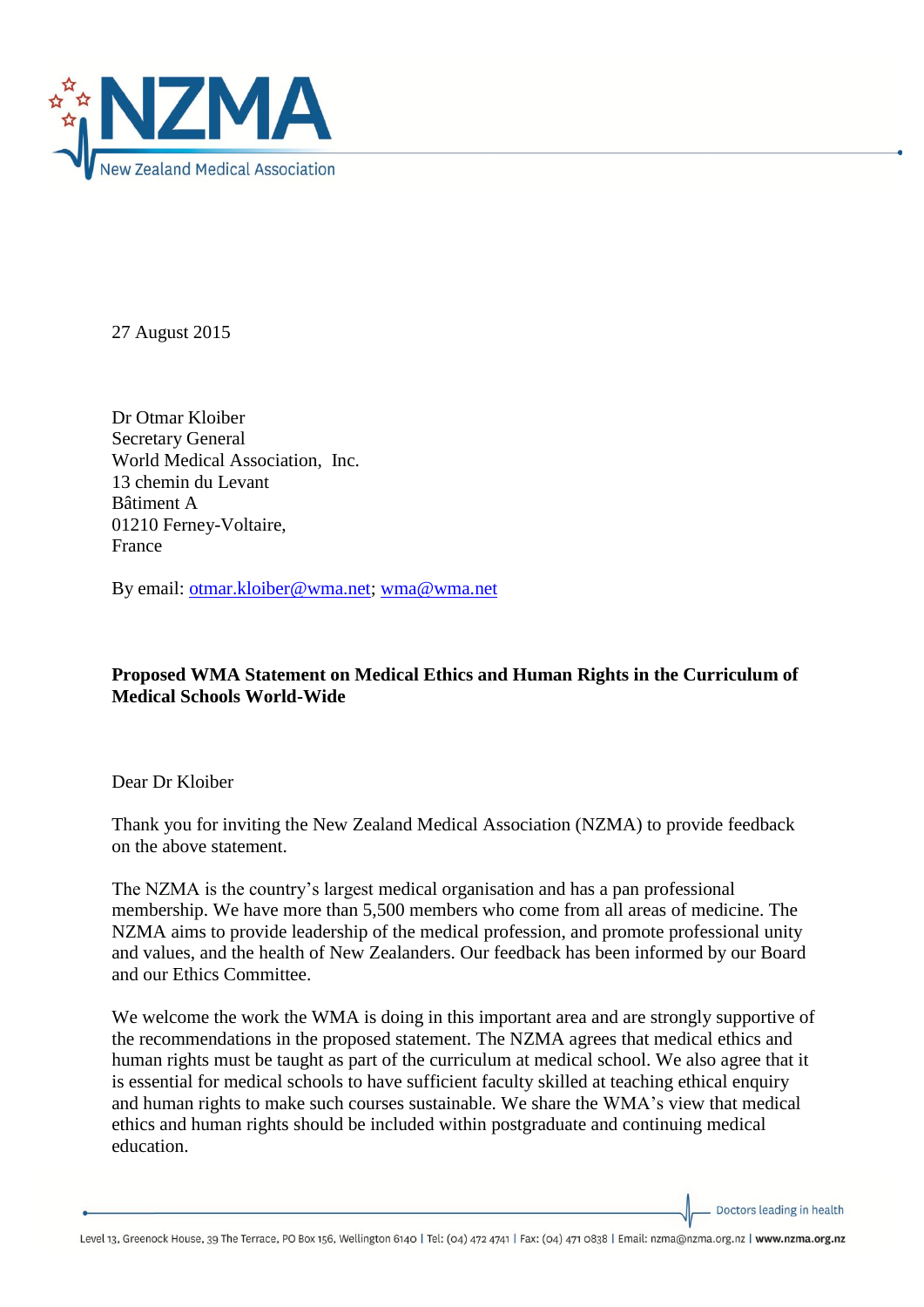27 August 2015

Dr Otmar Kloiber
Secretary General
World Medical Association, Inc.
13 chemin du Levant
Bâtiment A
01210 Ferney-Voltaire,
France

By email: otmar.kloiber@wma.net; wma@wma.net

**Proposed WMA Statement on Medical Ethics and Human Rights in the Curriculum of Medical Schools World-Wide**

Dear Dr Kloiber

Thank you for inviting the New Zealand Medical Association (NZMA) to provide feedback on the above statement.

The NZMA is the country's largest medical organisation and has a pan professional membership. We have more than 5,500 members who come from all areas of medicine. The NZMA aims to provide leadership of the medical profession, and promote professional unity and values, and the health of New Zealanders. Our feedback has been informed by our Board and our Ethics Committee.

We welcome the work the WMA is doing in this important area and are strongly supportive of the recommendations in the proposed statement. The NZMA agrees that medical ethics and human rights must be taught as part of the curriculum at medical school. We also agree that it is essential for medical schools to have sufficient faculty skilled at teaching ethical enquiry and human rights to make such courses sustainable. We share the WMA's view that medical ethics and human rights should be included within postgraduate and continuing medical education.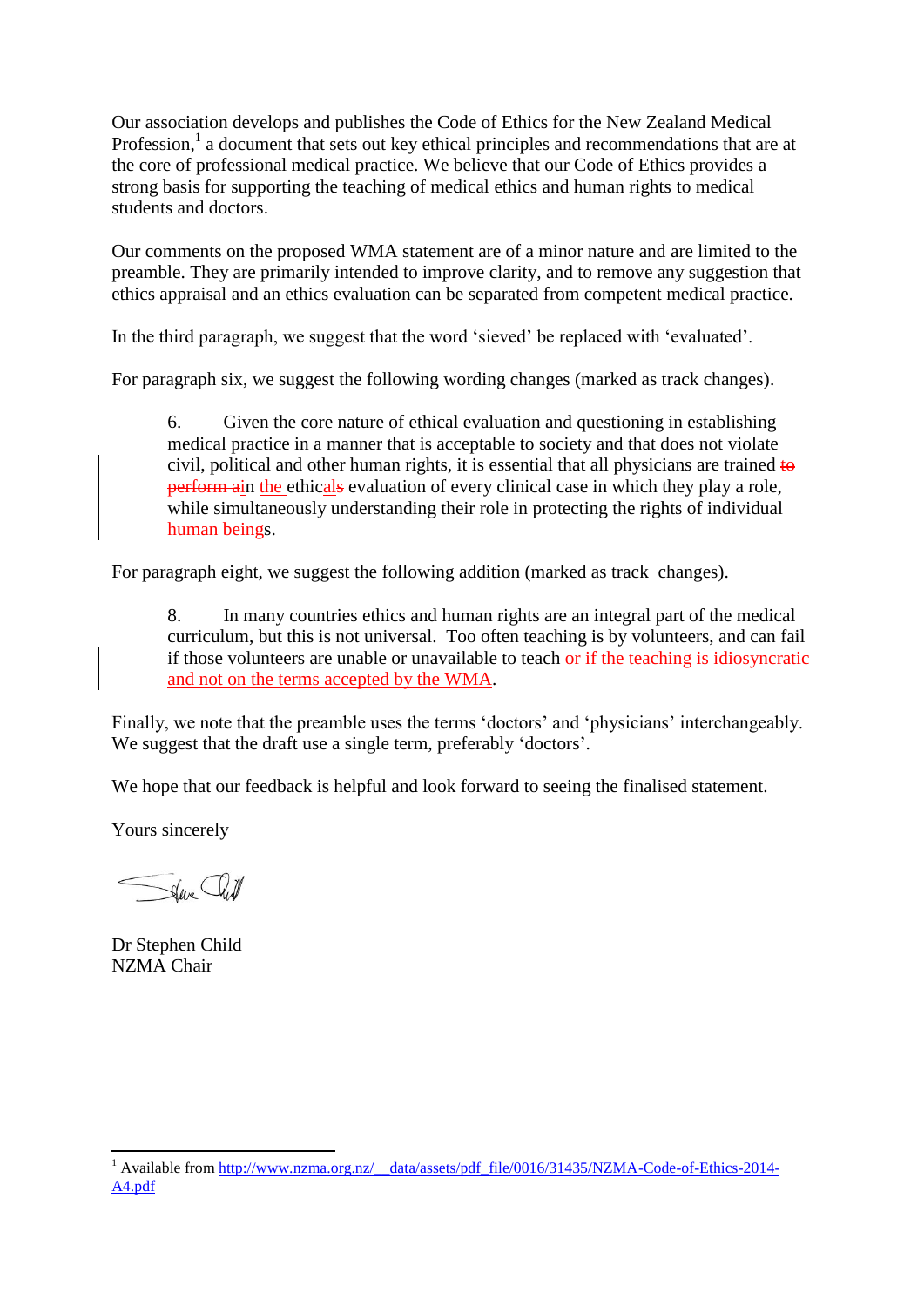Our association develops and publishes the Code of Ethics for the New Zealand Medical Profession,[1] a document that sets out key ethical principles and recommendations that are at the core of professional medical practice. We believe that our Code of Ethics provides a strong basis for supporting the teaching of medical ethics and human rights to medical students and doctors.

Our comments on the proposed WMA statement are of a minor nature and are limited to the preamble. They are primarily intended to improve clarity, and to remove any suggestion that ethics appraisal and an ethics evaluation can be separated from competent medical practice.

In the third paragraph, we suggest that the word 'sieved' be replaced with 'evaluated'.

For paragraph six, we suggest the following wording changes (marked as track changes).

> 6. Given the core nature of ethical evaluation and questioning in establishing medical practice in a manner that is acceptable to society and that does not violate civil, political and other human rights, it is essential that all physicians are trained ~~to perform a~~in <u>the </u>ethic<u>als</u> evaluation of every clinical case in which they play a role, while simultaneously understanding their role in protecting the rights of individual <u>human being</u>s.

For paragraph eight, we suggest the following addition (marked as track changes).

> 8. In many countries ethics and human rights are an integral part of the medical curriculum, but this is not universal. Too often teaching is by volunteers, and can fail if those volunteers are unable or unavailable to teach<u> or if the teaching is idiosyncratic and not on the terms accepted by the WMA</u>.

Finally, we note that the preamble uses the terms 'doctors' and 'physicians' interchangeably. We suggest that the draft use a single term, preferably 'doctors'.

We hope that our feedback is helpful and look forward to seeing the finalised statement.

Yours sincerely

Dr Stephen Child
NZMA Chair

[1] Available from http://www.nzma.org.nz/__data/assets/pdf_file/0016/31435/NZMA-Code-of-Ethics-2014-A4.pdf